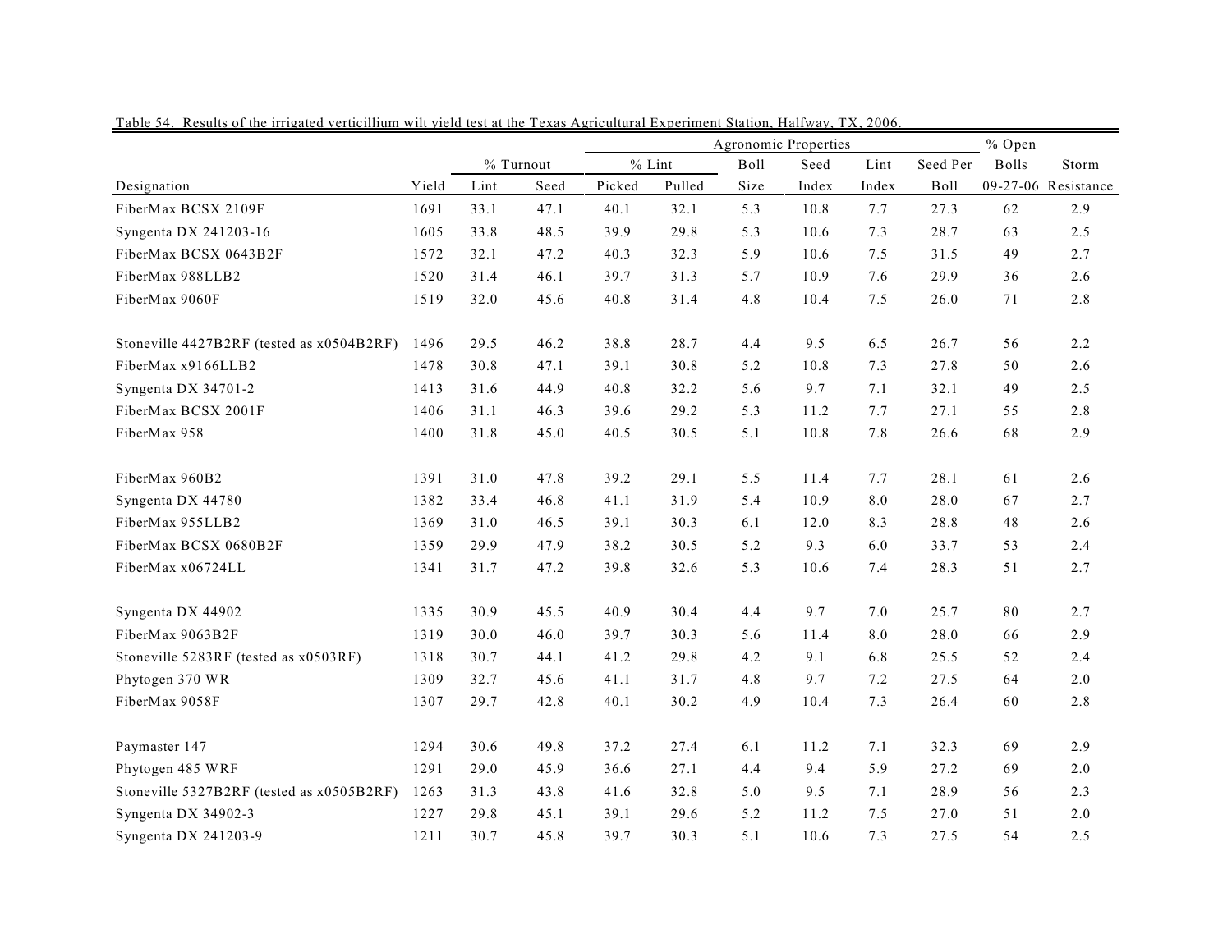Table 54. Results of the irrigated verticillium wilt yield test at the Texas Agricultural Experiment Station, Halfway, TX, 2006.

| | | Agronomic Properties | | | | | | | | % Open | |
|---|---|---|---|---|---|---|---|---|---|---|---|
| | | % Turnout | | % Lint | | Boll | Seed | Lint | Seed Per | Bolls | Storm |
| Designation | Yield | Lint | Seed | Picked | Pulled | Size | Index | Index | Boll | 09-27-06 | Resistance |
| FiberMax BCSX 2109F | 1691 | 33.1 | 47.1 | 40.1 | 32.1 | 5.3 | 10.8 | 7.7 | 27.3 | 62 | 2.9 |
| Syngenta DX 241203-16 | 1605 | 33.8 | 48.5 | 39.9 | 29.8 | 5.3 | 10.6 | 7.3 | 28.7 | 63 | 2.5 |
| FiberMax BCSX 0643B2F | 1572 | 32.1 | 47.2 | 40.3 | 32.3 | 5.9 | 10.6 | 7.5 | 31.5 | 49 | 2.7 |
| FiberMax 988LLB2 | 1520 | 31.4 | 46.1 | 39.7 | 31.3 | 5.7 | 10.9 | 7.6 | 29.9 | 36 | 2.6 |
| FiberMax 9060F | 1519 | 32.0 | 45.6 | 40.8 | 31.4 | 4.8 | 10.4 | 7.5 | 26.0 | 71 | 2.8 |
| Stoneville 4427B2RF (tested as x0504B2RF) | 1496 | 29.5 | 46.2 | 38.8 | 28.7 | 4.4 | 9.5 | 6.5 | 26.7 | 56 | 2.2 |
| FiberMax x9166LLB2 | 1478 | 30.8 | 47.1 | 39.1 | 30.8 | 5.2 | 10.8 | 7.3 | 27.8 | 50 | 2.6 |
| Syngenta DX 34701-2 | 1413 | 31.6 | 44.9 | 40.8 | 32.2 | 5.6 | 9.7 | 7.1 | 32.1 | 49 | 2.5 |
| FiberMax BCSX 2001F | 1406 | 31.1 | 46.3 | 39.6 | 29.2 | 5.3 | 11.2 | 7.7 | 27.1 | 55 | 2.8 |
| FiberMax 958 | 1400 | 31.8 | 45.0 | 40.5 | 30.5 | 5.1 | 10.8 | 7.8 | 26.6 | 68 | 2.9 |
| FiberMax 960B2 | 1391 | 31.0 | 47.8 | 39.2 | 29.1 | 5.5 | 11.4 | 7.7 | 28.1 | 61 | 2.6 |
| Syngenta DX 44780 | 1382 | 33.4 | 46.8 | 41.1 | 31.9 | 5.4 | 10.9 | 8.0 | 28.0 | 67 | 2.7 |
| FiberMax 955LLB2 | 1369 | 31.0 | 46.5 | 39.1 | 30.3 | 6.1 | 12.0 | 8.3 | 28.8 | 48 | 2.6 |
| FiberMax BCSX 0680B2F | 1359 | 29.9 | 47.9 | 38.2 | 30.5 | 5.2 | 9.3 | 6.0 | 33.7 | 53 | 2.4 |
| FiberMax x06724LL | 1341 | 31.7 | 47.2 | 39.8 | 32.6 | 5.3 | 10.6 | 7.4 | 28.3 | 51 | 2.7 |
| Syngenta DX 44902 | 1335 | 30.9 | 45.5 | 40.9 | 30.4 | 4.4 | 9.7 | 7.0 | 25.7 | 80 | 2.7 |
| FiberMax 9063B2F | 1319 | 30.0 | 46.0 | 39.7 | 30.3 | 5.6 | 11.4 | 8.0 | 28.0 | 66 | 2.9 |
| Stoneville 5283RF (tested as x0503RF) | 1318 | 30.7 | 44.1 | 41.2 | 29.8 | 4.2 | 9.1 | 6.8 | 25.5 | 52 | 2.4 |
| Phytogen 370 WR | 1309 | 32.7 | 45.6 | 41.1 | 31.7 | 4.8 | 9.7 | 7.2 | 27.5 | 64 | 2.0 |
| FiberMax 9058F | 1307 | 29.7 | 42.8 | 40.1 | 30.2 | 4.9 | 10.4 | 7.3 | 26.4 | 60 | 2.8 |
| Paymaster 147 | 1294 | 30.6 | 49.8 | 37.2 | 27.4 | 6.1 | 11.2 | 7.1 | 32.3 | 69 | 2.9 |
| Phytogen 485 WRF | 1291 | 29.0 | 45.9 | 36.6 | 27.1 | 4.4 | 9.4 | 5.9 | 27.2 | 69 | 2.0 |
| Stoneville 5327B2RF (tested as x0505B2RF) | 1263 | 31.3 | 43.8 | 41.6 | 32.8 | 5.0 | 9.5 | 7.1 | 28.9 | 56 | 2.3 |
| Syngenta DX 34902-3 | 1227 | 29.8 | 45.1 | 39.1 | 29.6 | 5.2 | 11.2 | 7.5 | 27.0 | 51 | 2.0 |
| Syngenta DX 241203-9 | 1211 | 30.7 | 45.8 | 39.7 | 30.3 | 5.1 | 10.6 | 7.3 | 27.5 | 54 | 2.5 |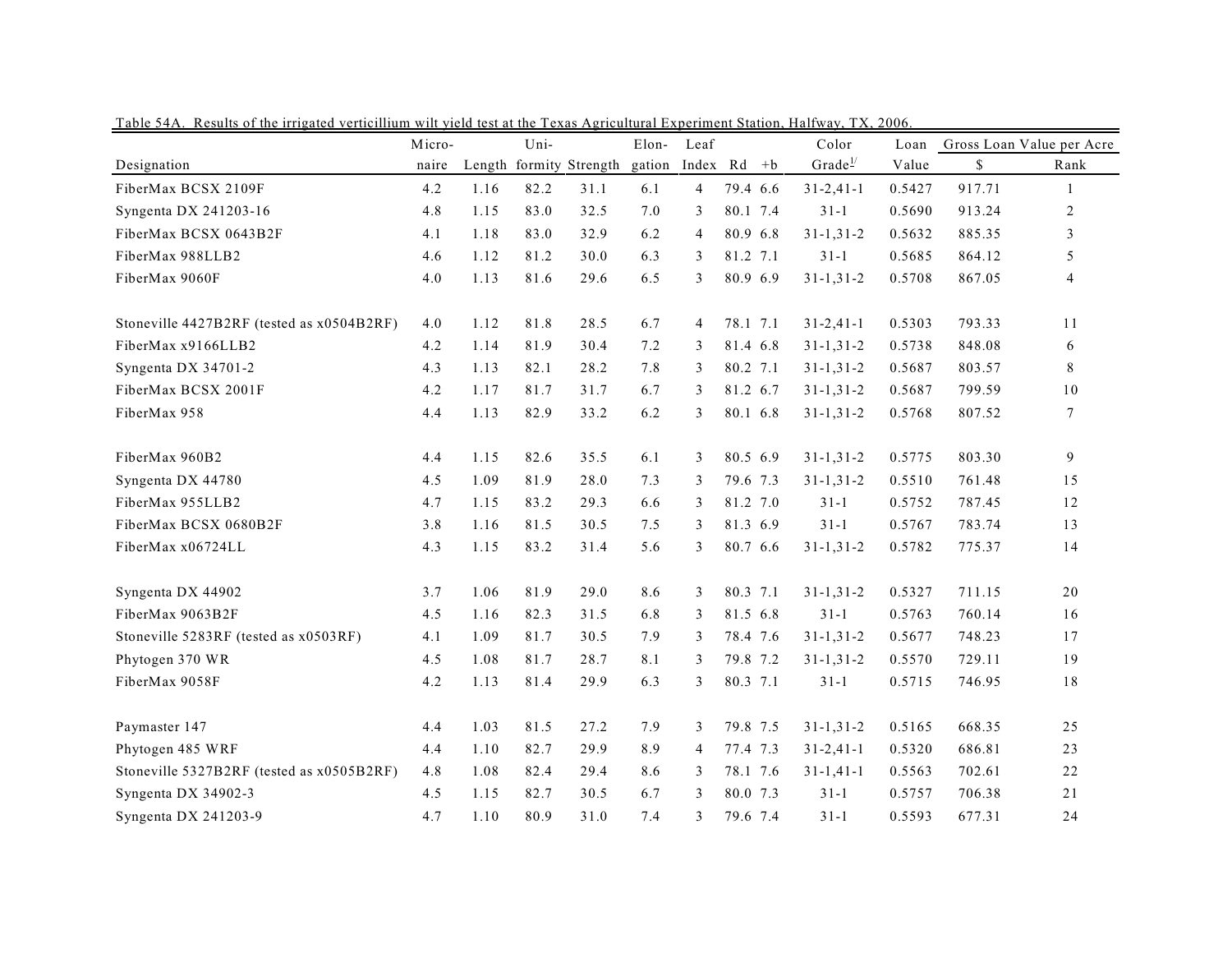Table 54A. Results of the irrigated verticillium wilt yield test at the Texas Agricultural Experiment Station, Halfway, TX, 2006.

| Designation | Micro-naire | Length | Uni-formity | Strength | Elon-gation | Leaf Index | Rd | +b | Color Grade[1/] | Loan Value | Gross Loan Value per Acre $ | Rank |
|---|---|---|---|---|---|---|---|---|---|---|---|---|
| FiberMax BCSX 2109F | 4.2 | 1.16 | 82.2 | 31.1 | 6.1 | 4 | 79.4 | 6.6 | 31-2,41-1 | 0.5427 | 917.71 | 1 |
| Syngenta DX 241203-16 | 4.8 | 1.15 | 83.0 | 32.5 | 7.0 | 3 | 80.1 | 7.4 | 31-1 | 0.5690 | 913.24 | 2 |
| FiberMax BCSX 0643B2F | 4.1 | 1.18 | 83.0 | 32.9 | 6.2 | 4 | 80.9 | 6.8 | 31-1,31-2 | 0.5632 | 885.35 | 3 |
| FiberMax 988LLB2 | 4.6 | 1.12 | 81.2 | 30.0 | 6.3 | 3 | 81.2 | 7.1 | 31-1 | 0.5685 | 864.12 | 5 |
| FiberMax 9060F | 4.0 | 1.13 | 81.6 | 29.6 | 6.5 | 3 | 80.9 | 6.9 | 31-1,31-2 | 0.5708 | 867.05 | 4 |
| Stoneville 4427B2RF (tested as x0504B2RF) | 4.0 | 1.12 | 81.8 | 28.5 | 6.7 | 4 | 78.1 | 7.1 | 31-2,41-1 | 0.5303 | 793.33 | 11 |
| FiberMax x9166LLB2 | 4.2 | 1.14 | 81.9 | 30.4 | 7.2 | 3 | 81.4 | 6.8 | 31-1,31-2 | 0.5738 | 848.08 | 6 |
| Syngenta DX 34701-2 | 4.3 | 1.13 | 82.1 | 28.2 | 7.8 | 3 | 80.2 | 7.1 | 31-1,31-2 | 0.5687 | 803.57 | 8 |
| FiberMax BCSX 2001F | 4.2 | 1.17 | 81.7 | 31.7 | 6.7 | 3 | 81.2 | 6.7 | 31-1,31-2 | 0.5687 | 799.59 | 10 |
| FiberMax 958 | 4.4 | 1.13 | 82.9 | 33.2 | 6.2 | 3 | 80.1 | 6.8 | 31-1,31-2 | 0.5768 | 807.52 | 7 |
| FiberMax 960B2 | 4.4 | 1.15 | 82.6 | 35.5 | 6.1 | 3 | 80.5 | 6.9 | 31-1,31-2 | 0.5775 | 803.30 | 9 |
| Syngenta DX 44780 | 4.5 | 1.09 | 81.9 | 28.0 | 7.3 | 3 | 79.6 | 7.3 | 31-1,31-2 | 0.5510 | 761.48 | 15 |
| FiberMax 955LLB2 | 4.7 | 1.15 | 83.2 | 29.3 | 6.6 | 3 | 81.2 | 7.0 | 31-1 | 0.5752 | 787.45 | 12 |
| FiberMax BCSX 0680B2F | 3.8 | 1.16 | 81.5 | 30.5 | 7.5 | 3 | 81.3 | 6.9 | 31-1 | 0.5767 | 783.74 | 13 |
| FiberMax x06724LL | 4.3 | 1.15 | 83.2 | 31.4 | 5.6 | 3 | 80.7 | 6.6 | 31-1,31-2 | 0.5782 | 775.37 | 14 |
| Syngenta DX 44902 | 3.7 | 1.06 | 81.9 | 29.0 | 8.6 | 3 | 80.3 | 7.1 | 31-1,31-2 | 0.5327 | 711.15 | 20 |
| FiberMax 9063B2F | 4.5 | 1.16 | 82.3 | 31.5 | 6.8 | 3 | 81.5 | 6.8 | 31-1 | 0.5763 | 760.14 | 16 |
| Stoneville 5283RF (tested as x0503RF) | 4.1 | 1.09 | 81.7 | 30.5 | 7.9 | 3 | 78.4 | 7.6 | 31-1,31-2 | 0.5677 | 748.23 | 17 |
| Phytogen 370 WR | 4.5 | 1.08 | 81.7 | 28.7 | 8.1 | 3 | 79.8 | 7.2 | 31-1,31-2 | 0.5570 | 729.11 | 19 |
| FiberMax 9058F | 4.2 | 1.13 | 81.4 | 29.9 | 6.3 | 3 | 80.3 | 7.1 | 31-1 | 0.5715 | 746.95 | 18 |
| Paymaster 147 | 4.4 | 1.03 | 81.5 | 27.2 | 7.9 | 3 | 79.8 | 7.5 | 31-1,31-2 | 0.5165 | 668.35 | 25 |
| Phytogen 485 WRF | 4.4 | 1.10 | 82.7 | 29.9 | 8.9 | 4 | 77.4 | 7.3 | 31-2,41-1 | 0.5320 | 686.81 | 23 |
| Stoneville 5327B2RF (tested as x0505B2RF) | 4.8 | 1.08 | 82.4 | 29.4 | 8.6 | 3 | 78.1 | 7.6 | 31-1,41-1 | 0.5563 | 702.61 | 22 |
| Syngenta DX 34902-3 | 4.5 | 1.15 | 82.7 | 30.5 | 6.7 | 3 | 80.0 | 7.3 | 31-1 | 0.5757 | 706.38 | 21 |
| Syngenta DX 241203-9 | 4.7 | 1.10 | 80.9 | 31.0 | 7.4 | 3 | 79.6 | 7.4 | 31-1 | 0.5593 | 677.31 | 24 |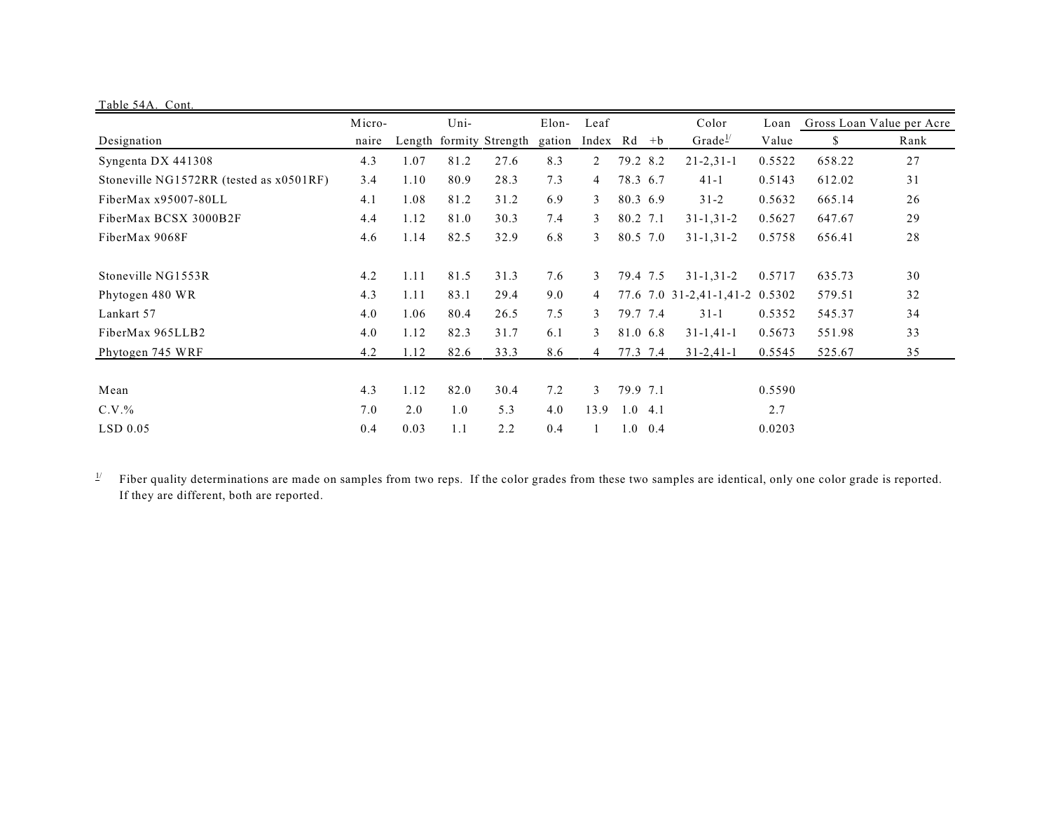Table 54A. Cont.

| Designation | Micro-naire | Length | Uni-formity | Strength | Elon-gation | Leaf Index | Rd | +b | Color Grade[1/] | Loan Value | Gross Loan Value per Acre | |
|---|---|---|---|---|---|---|---|---|---|---|---|---|
| | | | | | | | | | | | $ | Rank |
| Syngenta DX 441308 | 4.3 | 1.07 | 81.2 | 27.6 | 8.3 | 2 | 79.2 | 8.2 | 21-2,31-1 | 0.5522 | 658.22 | 27 |
| Stoneville NG1572RR (tested as x0501RF) | 3.4 | 1.10 | 80.9 | 28.3 | 7.3 | 4 | 78.3 | 6.7 | 41-1 | 0.5143 | 612.02 | 31 |
| FiberMax x95007-80LL | 4.1 | 1.08 | 81.2 | 31.2 | 6.9 | 3 | 80.3 | 6.9 | 31-2 | 0.5632 | 665.14 | 26 |
| FiberMax BCSX 3000B2F | 4.4 | 1.12 | 81.0 | 30.3 | 7.4 | 3 | 80.2 | 7.1 | 31-1,31-2 | 0.5627 | 647.67 | 29 |
| FiberMax 9068F | 4.6 | 1.14 | 82.5 | 32.9 | 6.8 | 3 | 80.5 | 7.0 | 31-1,31-2 | 0.5758 | 656.41 | 28 |
| Stoneville NG1553R | 4.2 | 1.11 | 81.5 | 31.3 | 7.6 | 3 | 79.4 | 7.5 | 31-1,31-2 | 0.5717 | 635.73 | 30 |
| Phytogen 480 WR | 4.3 | 1.11 | 83.1 | 29.4 | 9.0 | 4 | 77.6 | 7.0 | 31-2,41-1,41-2 | 0.5302 | 579.51 | 32 |
| Lankart 57 | 4.0 | 1.06 | 80.4 | 26.5 | 7.5 | 3 | 79.7 | 7.4 | 31-1 | 0.5352 | 545.37 | 34 |
| FiberMax 965LLB2 | 4.0 | 1.12 | 82.3 | 31.7 | 6.1 | 3 | 81.0 | 6.8 | 31-1,41-1 | 0.5673 | 551.98 | 33 |
| Phytogen 745 WRF | 4.2 | 1.12 | 82.6 | 33.3 | 8.6 | 4 | 77.3 | 7.4 | 31-2,41-1 | 0.5545 | 525.67 | 35 |
| Mean | 4.3 | 1.12 | 82.0 | 30.4 | 7.2 | 3 | 79.9 | 7.1 | | 0.5590 | | |
| C.V.% | 7.0 | 2.0 | 1.0 | 5.3 | 4.0 | 13.9 | 1.0 | 4.1 | | 2.7 | | |
| LSD 0.05 | 0.4 | 0.03 | 1.1 | 2.2 | 0.4 | 1 | 1.0 | 0.4 | | 0.0203 | | |

[1/] Fiber quality determinations are made on samples from two reps. If the color grades from these two samples are identical, only one color grade is reported. If they are different, both are reported.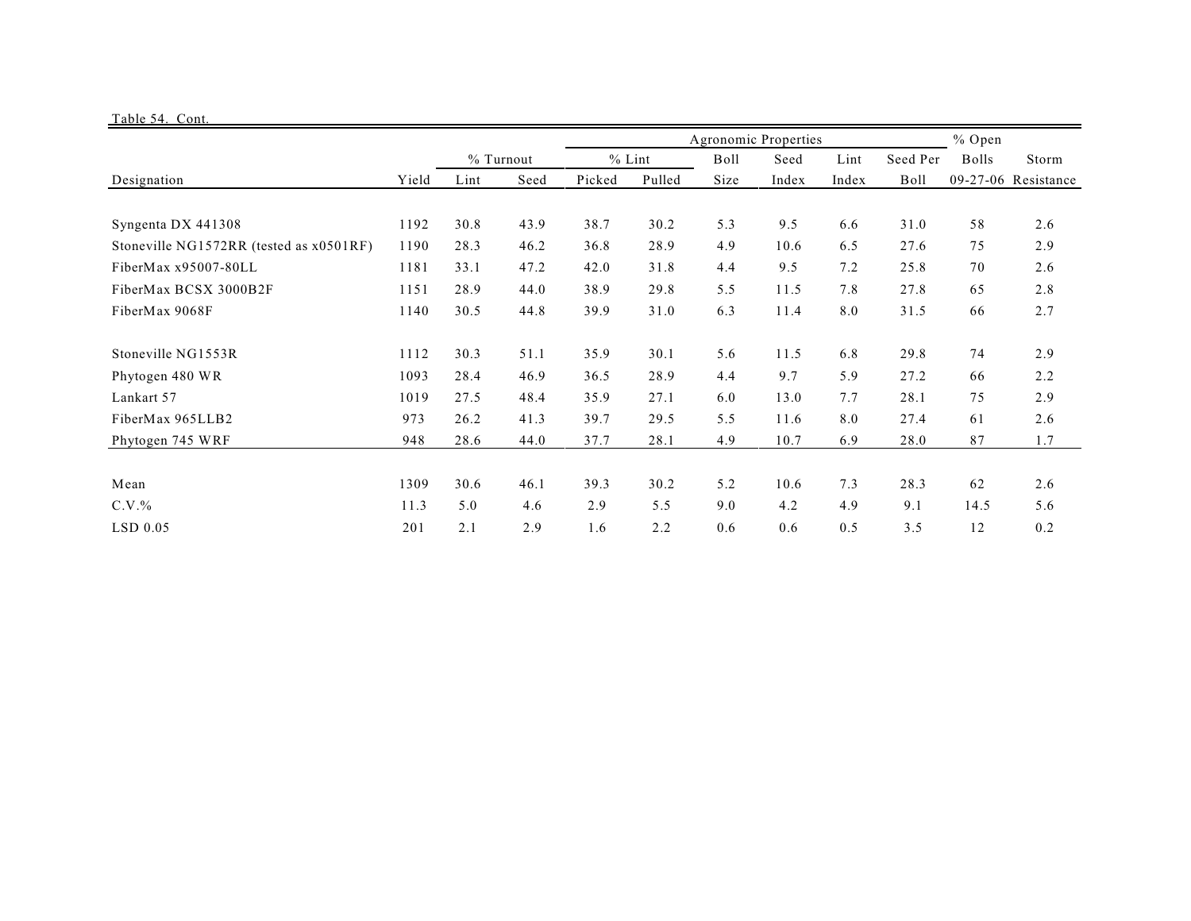Table 54. Cont.

| | | | | Agronomic Properties | | | | | | | % Open | |
|---|---|---|---|---|---|---|---|---|---|---|---|---|
| | | % Turnout | | % Lint | | Boll | Seed | Lint | Seed Per | | Bolls | Storm |
| Designation | Yield | Lint | Seed | Picked | Pulled | Size | Index | Index | Boll | | 09-27-06 | Resistance |
| Syngenta DX 441308 | 1192 | 30.8 | 43.9 | 38.7 | 30.2 | 5.3 | 9.5 | 6.6 | 31.0 | | 58 | 2.6 |
| Stoneville NG1572RR (tested as x0501RF) | 1190 | 28.3 | 46.2 | 36.8 | 28.9 | 4.9 | 10.6 | 6.5 | 27.6 | | 75 | 2.9 |
| FiberMax x95007-80LL | 1181 | 33.1 | 47.2 | 42.0 | 31.8 | 4.4 | 9.5 | 7.2 | 25.8 | | 70 | 2.6 |
| FiberMax BCSX 3000B2F | 1151 | 28.9 | 44.0 | 38.9 | 29.8 | 5.5 | 11.5 | 7.8 | 27.8 | | 65 | 2.8 |
| FiberMax 9068F | 1140 | 30.5 | 44.8 | 39.9 | 31.0 | 6.3 | 11.4 | 8.0 | 31.5 | | 66 | 2.7 |
| Stoneville NG1553R | 1112 | 30.3 | 51.1 | 35.9 | 30.1 | 5.6 | 11.5 | 6.8 | 29.8 | | 74 | 2.9 |
| Phytogen 480 WR | 1093 | 28.4 | 46.9 | 36.5 | 28.9 | 4.4 | 9.7 | 5.9 | 27.2 | | 66 | 2.2 |
| Lankart 57 | 1019 | 27.5 | 48.4 | 35.9 | 27.1 | 6.0 | 13.0 | 7.7 | 28.1 | | 75 | 2.9 |
| FiberMax 965LLB2 | 973 | 26.2 | 41.3 | 39.7 | 29.5 | 5.5 | 11.6 | 8.0 | 27.4 | | 61 | 2.6 |
| Phytogen 745 WRF | 948 | 28.6 | 44.0 | 37.7 | 28.1 | 4.9 | 10.7 | 6.9 | 28.0 | | 87 | 1.7 |
| Mean | 1309 | 30.6 | 46.1 | 39.3 | 30.2 | 5.2 | 10.6 | 7.3 | 28.3 | | 62 | 2.6 |
| C.V.% | 11.3 | 5.0 | 4.6 | 2.9 | 5.5 | 9.0 | 4.2 | 4.9 | 9.1 | | 14.5 | 5.6 |
| LSD 0.05 | 201 | 2.1 | 2.9 | 1.6 | 2.2 | 0.6 | 0.6 | 0.5 | 3.5 | | 12 | 0.2 |